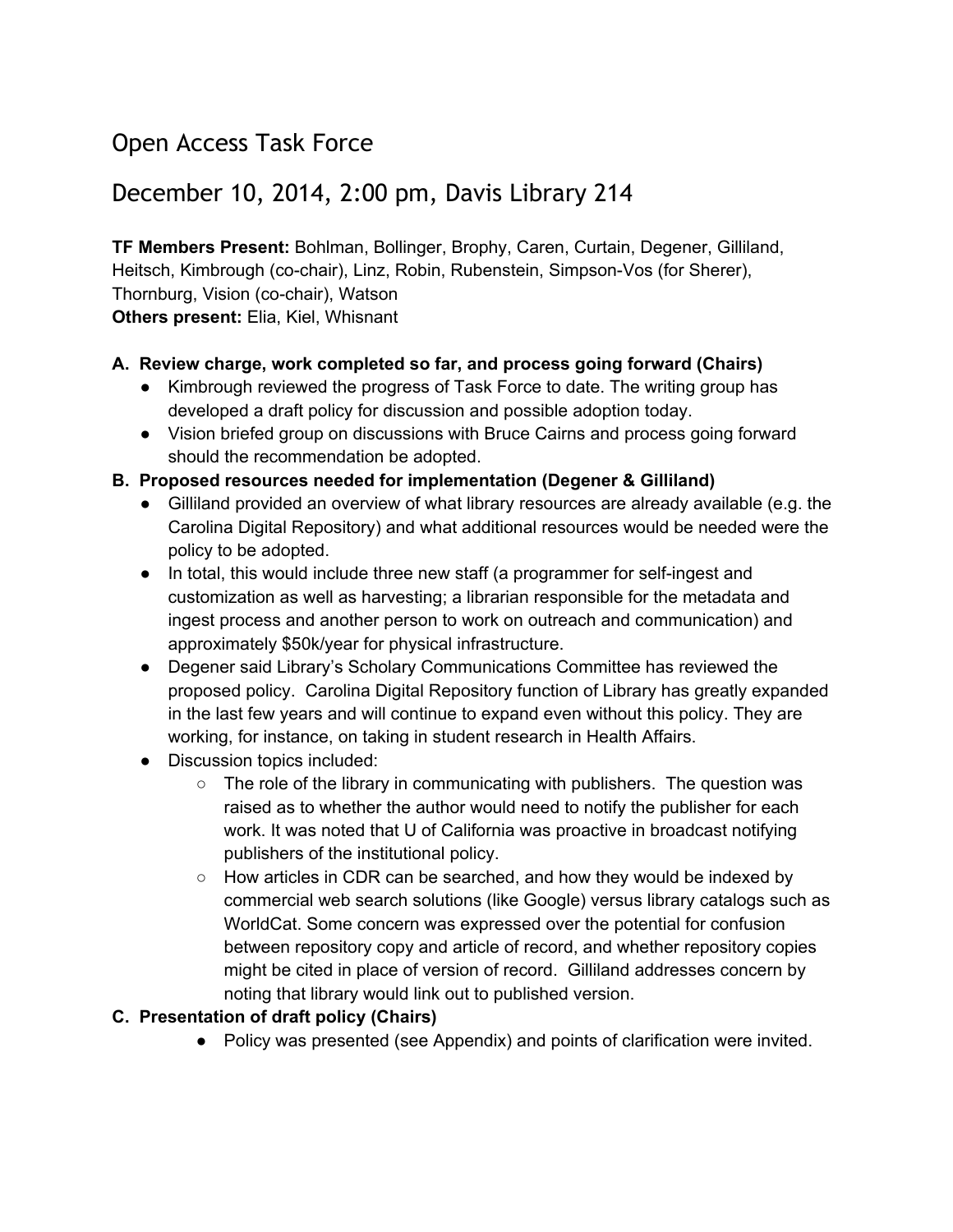# Open Access Task Force

## December 10, 2014, 2:00 pm, Davis Library 214

**TF Members Present:** Bohlman, Bollinger, Brophy, Caren, Curtain, Degener, Gilliland, Heitsch, Kimbrough (co-chair), Linz, Robin, Rubenstein, Simpson-Vos (for Sherer), Thornburg, Vision (co-chair), Watson
**Others present:** Elia, Kiel, Whisnant

**A. Review charge, work completed so far, and process going forward (Chairs)**

- Kimbrough reviewed the progress of Task Force to date. The writing group has developed a draft policy for discussion and possible adoption today.
- Vision briefed group on discussions with Bruce Cairns and process going forward should the recommendation be adopted.

**B. Proposed resources needed for implementation (Degener & Gilliland)**

- Gilliland provided an overview of what library resources are already available (e.g. the Carolina Digital Repository) and what additional resources would be needed were the policy to be adopted.
- In total, this would include three new staff (a programmer for self-ingest and customization as well as harvesting; a librarian responsible for the metadata and ingest process and another person to work on outreach and communication) and approximately $50k/year for physical infrastructure.
- Degener said Library's Scholary Communications Committee has reviewed the proposed policy. Carolina Digital Repository function of Library has greatly expanded in the last few years and will continue to expand even without this policy. They are working, for instance, on taking in student research in Health Affairs.
- Discussion topics included:
  - The role of the library in communicating with publishers. The question was raised as to whether the author would need to notify the publisher for each work. It was noted that U of California was proactive in broadcast notifying publishers of the institutional policy.
  - How articles in CDR can be searched, and how they would be indexed by commercial web search solutions (like Google) versus library catalogs such as WorldCat. Some concern was expressed over the potential for confusion between repository copy and article of record, and whether repository copies might be cited in place of version of record. Gilliland addresses concern by noting that library would link out to published version.

**C. Presentation of draft policy (Chairs)**

- Policy was presented (see Appendix) and points of clarification were invited.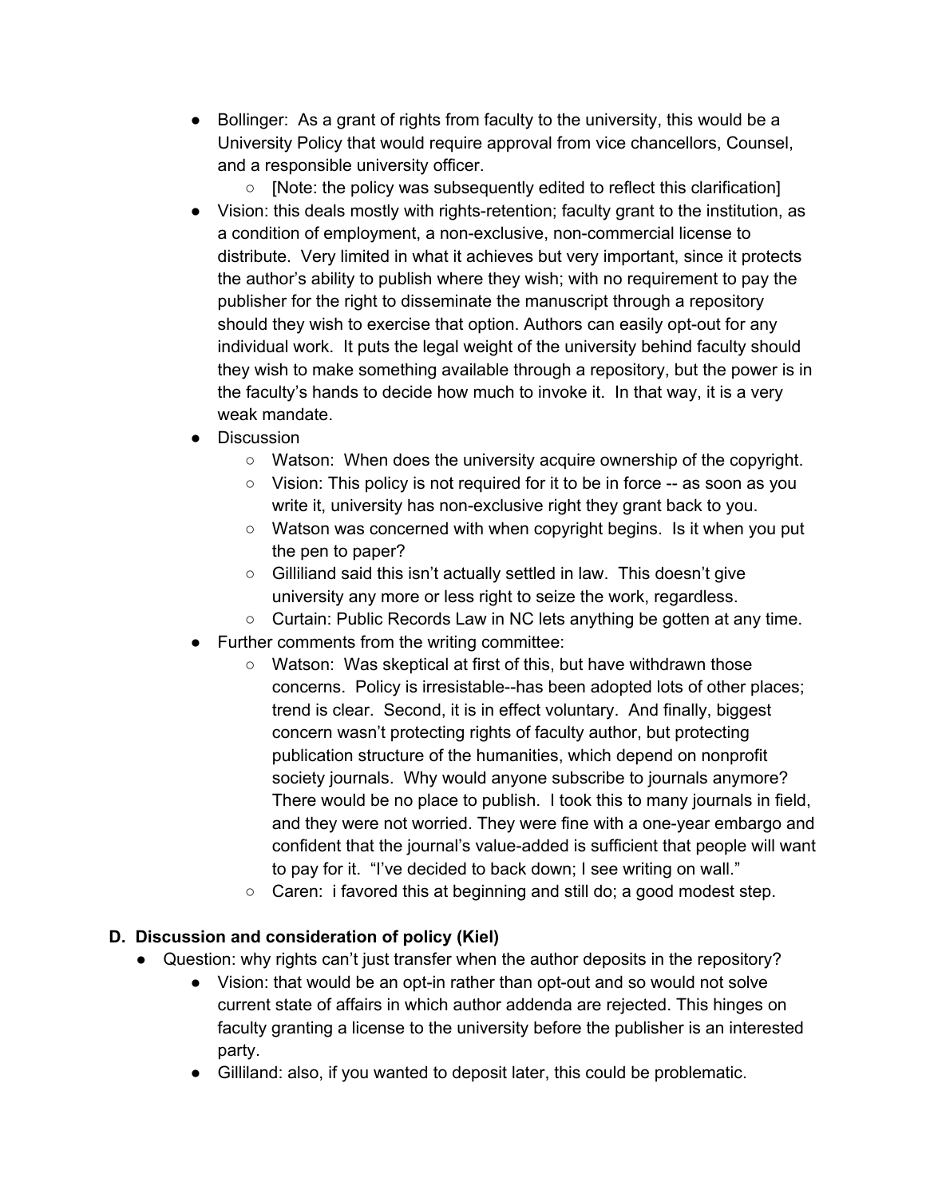- Bollinger: As a grant of rights from faculty to the university, this would be a University Policy that would require approval from vice chancellors, Counsel, and a responsible university officer.
    - [Note: the policy was subsequently edited to reflect this clarification]
- Vision: this deals mostly with rights-retention; faculty grant to the institution, as a condition of employment, a non-exclusive, non-commercial license to distribute. Very limited in what it achieves but very important, since it protects the author's ability to publish where they wish; with no requirement to pay the publisher for the right to disseminate the manuscript through a repository should they wish to exercise that option. Authors can easily opt-out for any individual work. It puts the legal weight of the university behind faculty should they wish to make something available through a repository, but the power is in the faculty's hands to decide how much to invoke it. In that way, it is a very weak mandate.
- Discussion
    - Watson: When does the university acquire ownership of the copyright.
    - Vision: This policy is not required for it to be in force -- as soon as you write it, university has non-exclusive right they grant back to you.
    - Watson was concerned with when copyright begins. Is it when you put the pen to paper?
    - Gilliliand said this isn't actually settled in law. This doesn't give university any more or less right to seize the work, regardless.
    - Curtain: Public Records Law in NC lets anything be gotten at any time.
- Further comments from the writing committee:
    - Watson: Was skeptical at first of this, but have withdrawn those concerns. Policy is irresistable--has been adopted lots of other places; trend is clear. Second, it is in effect voluntary. And finally, biggest concern wasn't protecting rights of faculty author, but protecting publication structure of the humanities, which depend on nonprofit society journals. Why would anyone subscribe to journals anymore? There would be no place to publish. I took this to many journals in field, and they were not worried. They were fine with a one-year embargo and confident that the journal's value-added is sufficient that people will want to pay for it. "I've decided to back down; I see writing on wall."
    - Caren: i favored this at beginning and still do; a good modest step.

**D. Discussion and consideration of policy (Kiel)**

- Question: why rights can't just transfer when the author deposits in the repository?
    - Vision: that would be an opt-in rather than opt-out and so would not solve current state of affairs in which author addenda are rejected. This hinges on faculty granting a license to the university before the publisher is an interested party.
    - Gilliland: also, if you wanted to deposit later, this could be problematic.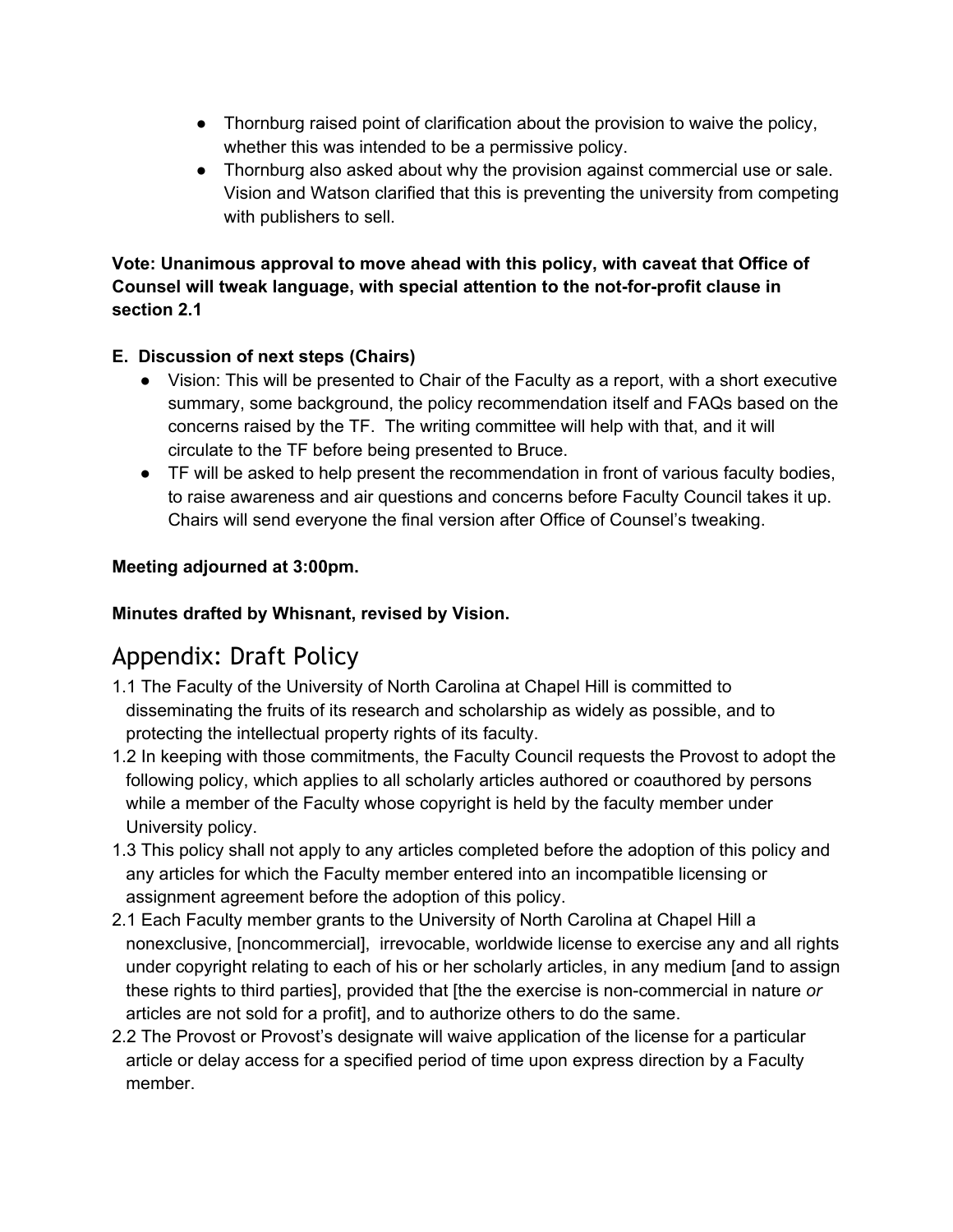- Thornburg raised point of clarification about the provision to waive the policy, whether this was intended to be a permissive policy.
- Thornburg also asked about why the provision against commercial use or sale. Vision and Watson clarified that this is preventing the university from competing with publishers to sell.

**Vote: Unanimous approval to move ahead with this policy, with caveat that Office of Counsel will tweak language, with special attention to the not-for-profit clause in section 2.1**

**E. Discussion of next steps (Chairs)**

- Vision: This will be presented to Chair of the Faculty as a report, with a short executive summary, some background, the policy recommendation itself and FAQs based on the concerns raised by the TF. The writing committee will help with that, and it will circulate to the TF before being presented to Bruce.
- TF will be asked to help present the recommendation in front of various faculty bodies, to raise awareness and air questions and concerns before Faculty Council takes it up. Chairs will send everyone the final version after Office of Counsel's tweaking.

**Meeting adjourned at 3:00pm.**

**Minutes drafted by Whisnant, revised by Vision.**

# Appendix: Draft Policy

1.1 The Faculty of the University of North Carolina at Chapel Hill is committed to disseminating the fruits of its research and scholarship as widely as possible, and to protecting the intellectual property rights of its faculty.

1.2 In keeping with those commitments, the Faculty Council requests the Provost to adopt the following policy, which applies to all scholarly articles authored or coauthored by persons while a member of the Faculty whose copyright is held by the faculty member under University policy.

1.3 This policy shall not apply to any articles completed before the adoption of this policy and any articles for which the Faculty member entered into an incompatible licensing or assignment agreement before the adoption of this policy.

2.1 Each Faculty member grants to the University of North Carolina at Chapel Hill a nonexclusive, [noncommercial], irrevocable, worldwide license to exercise any and all rights under copyright relating to each of his or her scholarly articles, in any medium [and to assign these rights to third parties], provided that [the the exercise is non-commercial in nature *or* articles are not sold for a profit], and to authorize others to do the same.

2.2 The Provost or Provost's designate will waive application of the license for a particular article or delay access for a specified period of time upon express direction by a Faculty member.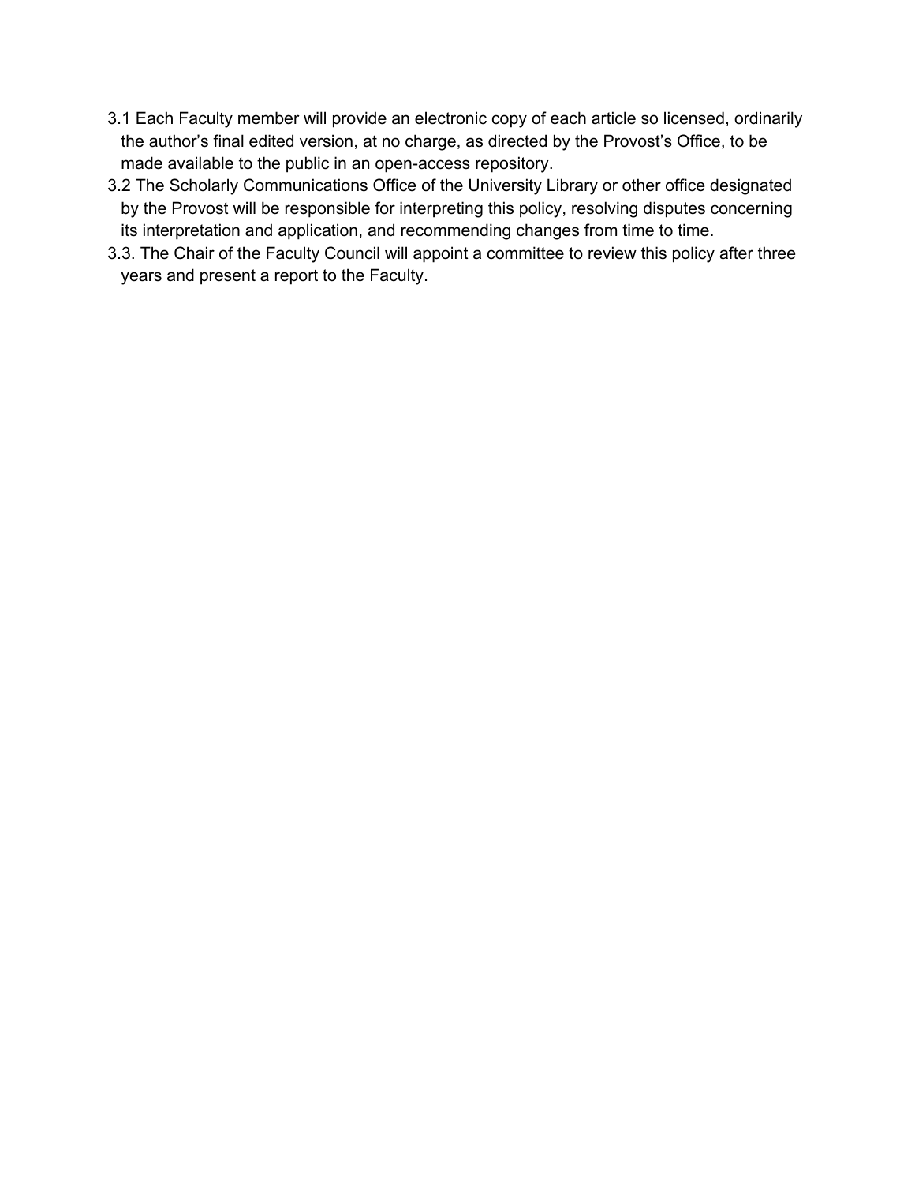3.1 Each Faculty member will provide an electronic copy of each article so licensed, ordinarily the author's final edited version, at no charge, as directed by the Provost's Office, to be made available to the public in an open-access repository.

3.2 The Scholarly Communications Office of the University Library or other office designated by the Provost will be responsible for interpreting this policy, resolving disputes concerning its interpretation and application, and recommending changes from time to time.

3.3. The Chair of the Faculty Council will appoint a committee to review this policy after three years and present a report to the Faculty.